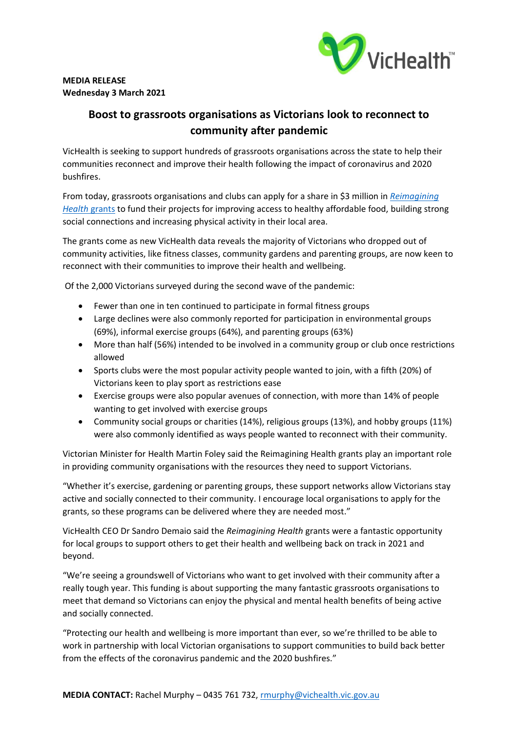**MEDIA RELEASE**
**Wednesday 3 March 2021**

# Boost to grassroots organisations as Victorians look to reconnect to community after pandemic

VicHealth is seeking to support hundreds of grassroots organisations across the state to help their communities reconnect and improve their health following the impact of coronavirus and 2020 bushfires.

From today, grassroots organisations and clubs can apply for a share in $3 million in *Reimagining Health* grants to fund their projects for improving access to healthy affordable food, building strong social connections and increasing physical activity in their local area.

The grants come as new VicHealth data reveals the majority of Victorians who dropped out of community activities, like fitness classes, community gardens and parenting groups, are now keen to reconnect with their communities to improve their health and wellbeing.

Of the 2,000 Victorians surveyed during the second wave of the pandemic:

- Fewer than one in ten continued to participate in formal fitness groups
- Large declines were also commonly reported for participation in environmental groups (69%), informal exercise groups (64%), and parenting groups (63%)
- More than half (56%) intended to be involved in a community group or club once restrictions allowed
- Sports clubs were the most popular activity people wanted to join, with a fifth (20%) of Victorians keen to play sport as restrictions ease
- Exercise groups were also popular avenues of connection, with more than 14% of people wanting to get involved with exercise groups
- Community social groups or charities (14%), religious groups (13%), and hobby groups (11%) were also commonly identified as ways people wanted to reconnect with their community.

Victorian Minister for Health Martin Foley said the Reimagining Health grants play an important role in providing community organisations with the resources they need to support Victorians.

"Whether it's exercise, gardening or parenting groups, these support networks allow Victorians stay active and socially connected to their community. I encourage local organisations to apply for the grants, so these programs can be delivered where they are needed most."

VicHealth CEO Dr Sandro Demaio said the *Reimagining Health* grants were a fantastic opportunity for local groups to support others to get their health and wellbeing back on track in 2021 and beyond.

"We're seeing a groundswell of Victorians who want to get involved with their community after a really tough year. This funding is about supporting the many fantastic grassroots organisations to meet that demand so Victorians can enjoy the physical and mental health benefits of being active and socially connected.

"Protecting our health and wellbeing is more important than ever, so we're thrilled to be able to work in partnership with local Victorian organisations to support communities to build back better from the effects of the coronavirus pandemic and the 2020 bushfires."

**MEDIA CONTACT:** Rachel Murphy – 0435 761 732, rmurphy@vichealth.vic.gov.au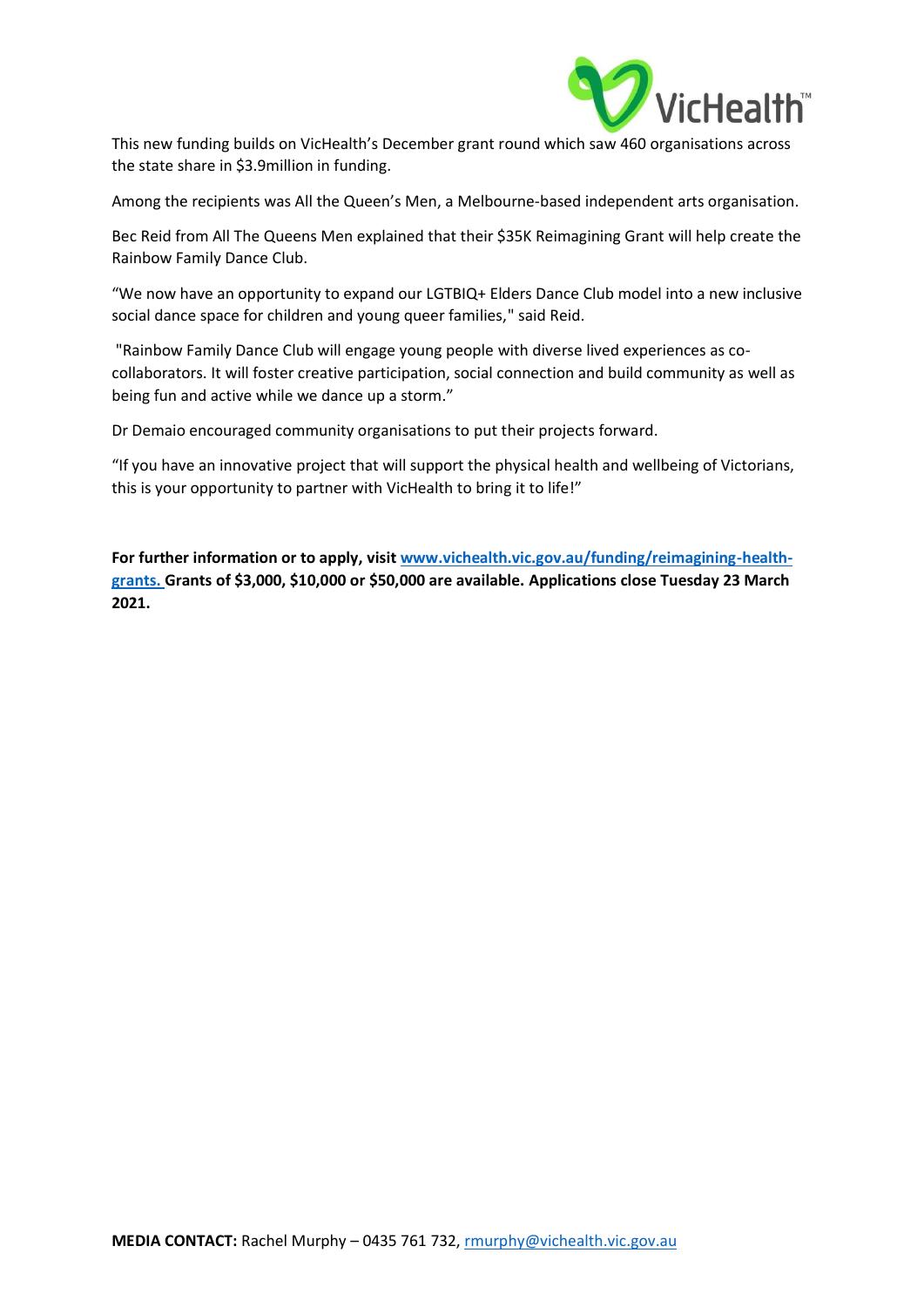This new funding builds on VicHealth's December grant round which saw 460 organisations across the state share in $3.9million in funding.

Among the recipients was All the Queen's Men, a Melbourne-based independent arts organisation.

Bec Reid from All The Queens Men explained that their $35K Reimagining Grant will help create the Rainbow Family Dance Club.

"We now have an opportunity to expand our LGTBIQ+ Elders Dance Club model into a new inclusive social dance space for children and young queer families," said Reid.

"Rainbow Family Dance Club will engage young people with diverse lived experiences as co-collaborators. It will foster creative participation, social connection and build community as well as being fun and active while we dance up a storm."

Dr Demaio encouraged community organisations to put their projects forward.

"If you have an innovative project that will support the physical health and wellbeing of Victorians, this is your opportunity to partner with VicHealth to bring it to life!"

**For further information or to apply, visit [www.vichealth.vic.gov.au/funding/reimagining-health-grants.](http://www.vichealth.vic.gov.au/funding/reimagining-health-grants) Grants of $3,000, $10,000 or $50,000 are available. Applications close Tuesday 23 March 2021.**

**MEDIA CONTACT:** Rachel Murphy – 0435 761 732, [rmurphy@vichealth.vic.gov.au](mailto:rmurphy@vichealth.vic.gov.au)